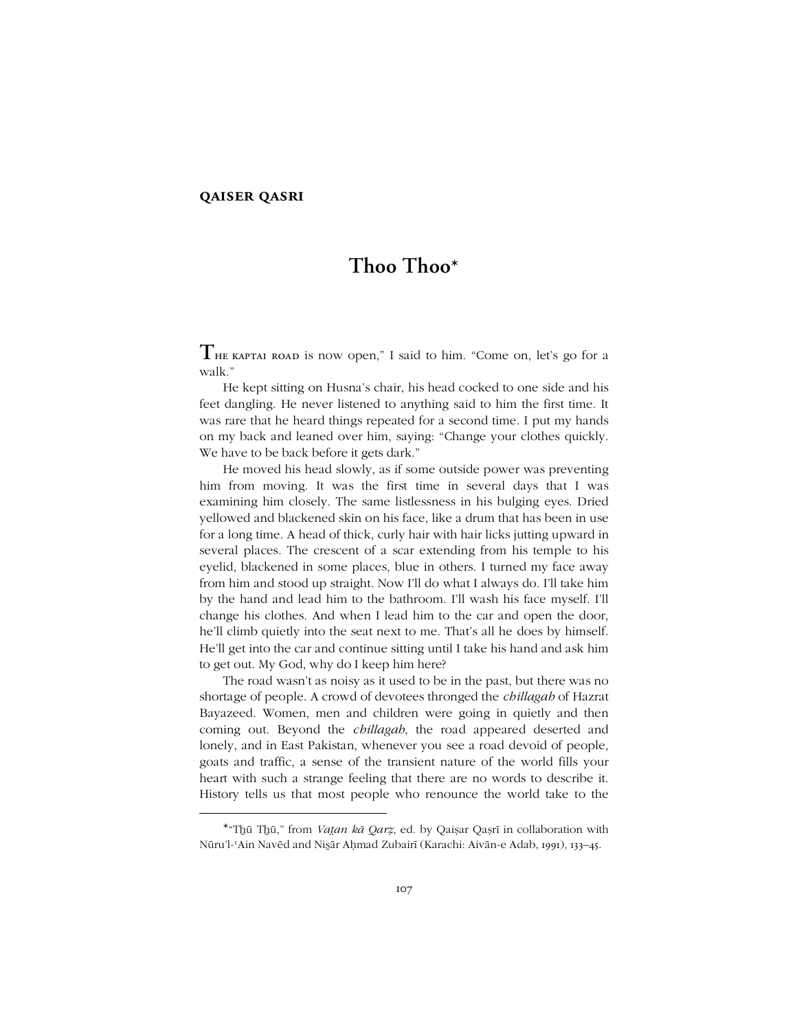**QAISER QASRI**

# Thoo Thoo*

THE KAPTAI ROAD is now open," I said to him. "Come on, let's go for a walk."

He kept sitting on Husna's chair, his head cocked to one side and his feet dangling. He never listened to anything said to him the first time. It was rare that he heard things repeated for a second time. I put my hands on my back and leaned over him, saying: "Change your clothes quickly. We have to be back before it gets dark."

He moved his head slowly, as if some outside power was preventing him from moving. It was the first time in several days that I was examining him closely. The same listlessness in his bulging eyes. Dried yellowed and blackened skin on his face, like a drum that has been in use for a long time. A head of thick, curly hair with hair licks jutting upward in several places. The crescent of a scar extending from his temple to his eyelid, blackened in some places, blue in others. I turned my face away from him and stood up straight. Now I'll do what I always do. I'll take him by the hand and lead him to the bathroom. I'll wash his face myself. I'll change his clothes. And when I lead him to the car and open the door, he'll climb quietly into the seat next to me. That's all he does by himself. He'll get into the car and continue sitting until I take his hand and ask him to get out. My God, why do I keep him here?

The road wasn't as noisy as it used to be in the past, but there was no shortage of people. A crowd of devotees thronged the *chillagah* of Hazrat Bayazeed. Women, men and children were going in quietly and then coming out. Beyond the *chillagah*, the road appeared deserted and lonely, and in East Pakistan, whenever you see a road devoid of people, goats and traffic, a sense of the transient nature of the world fills your heart with such a strange feeling that there are no words to describe it. History tells us that most people who renounce the world take to the

---

*"Thū Thū," from *Vaṭan kā Qarẓ*, ed. by Qaiṣar Qaṣrī in collaboration with Nūru'l-ʿAin Navēd and Niṣār Aḥmad Zubairī (Karachi: Aivān-e Adab, 1991), 133–45.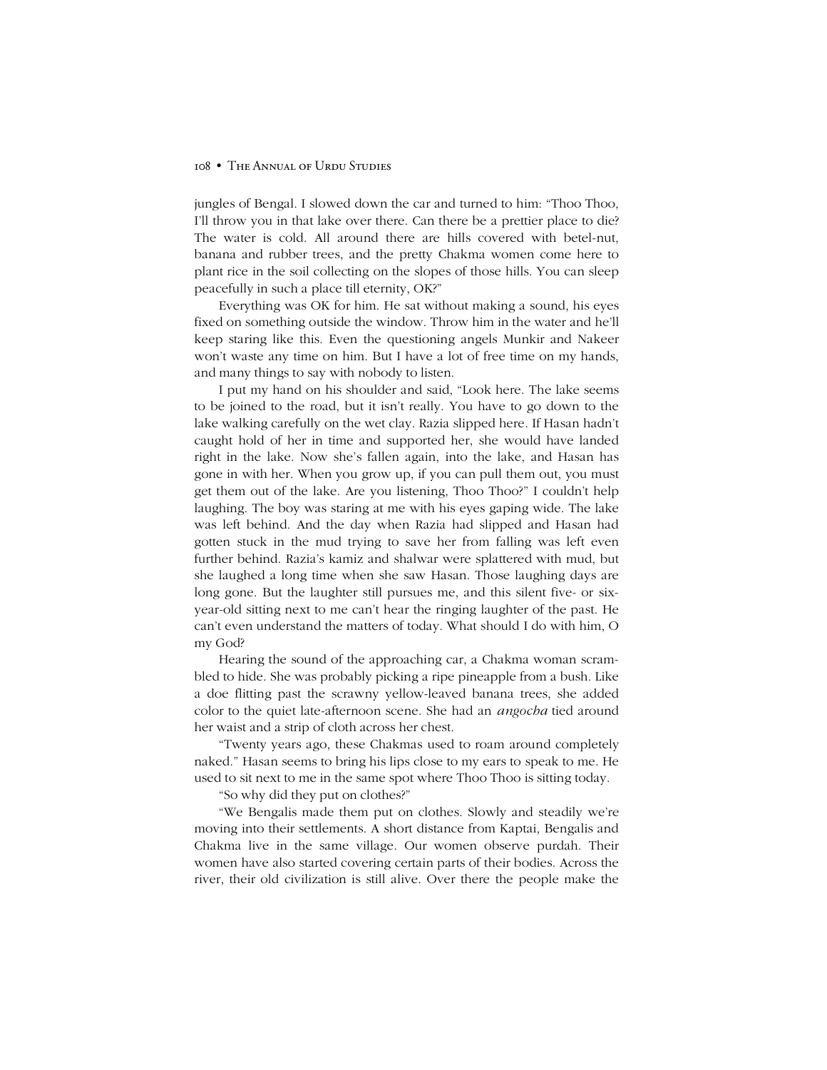jungles of Bengal. I slowed down the car and turned to him: "Thoo Thoo, I'll throw you in that lake over there. Can there be a prettier place to die? The water is cold. All around there are hills covered with betel-nut, banana and rubber trees, and the pretty Chakma women come here to plant rice in the soil collecting on the slopes of those hills. You can sleep peacefully in such a place till eternity, OK?"

Everything was OK for him. He sat without making a sound, his eyes fixed on something outside the window. Throw him in the water and he'll keep staring like this. Even the questioning angels Munkir and Nakeer won't waste any time on him. But I have a lot of free time on my hands, and many things to say with nobody to listen.

I put my hand on his shoulder and said, "Look here. The lake seems to be joined to the road, but it isn't really. You have to go down to the lake walking carefully on the wet clay. Razia slipped here. If Hasan hadn't caught hold of her in time and supported her, she would have landed right in the lake. Now she's fallen again, into the lake, and Hasan has gone in with her. When you grow up, if you can pull them out, you must get them out of the lake. Are you listening, Thoo Thoo?" I couldn't help laughing. The boy was staring at me with his eyes gaping wide. The lake was left behind. And the day when Razia had slipped and Hasan had gotten stuck in the mud trying to save her from falling was left even further behind. Razia's kamiz and shalwar were splattered with mud, but she laughed a long time when she saw Hasan. Those laughing days are long gone. But the laughter still pursues me, and this silent five- or six-year-old sitting next to me can't hear the ringing laughter of the past. He can't even understand the matters of today. What should I do with him, O my God?

Hearing the sound of the approaching car, a Chakma woman scrambled to hide. She was probably picking a ripe pineapple from a bush. Like a doe flitting past the scrawny yellow-leaved banana trees, she added color to the quiet late-afternoon scene. She had an *angocha* tied around her waist and a strip of cloth across her chest.

"Twenty years ago, these Chakmas used to roam around completely naked." Hasan seems to bring his lips close to my ears to speak to me. He used to sit next to me in the same spot where Thoo Thoo is sitting today.

"So why did they put on clothes?"

"We Bengalis made them put on clothes. Slowly and steadily we're moving into their settlements. A short distance from Kaptai, Bengalis and Chakma live in the same village. Our women observe purdah. Their women have also started covering certain parts of their bodies. Across the river, their old civilization is still alive. Over there the people make the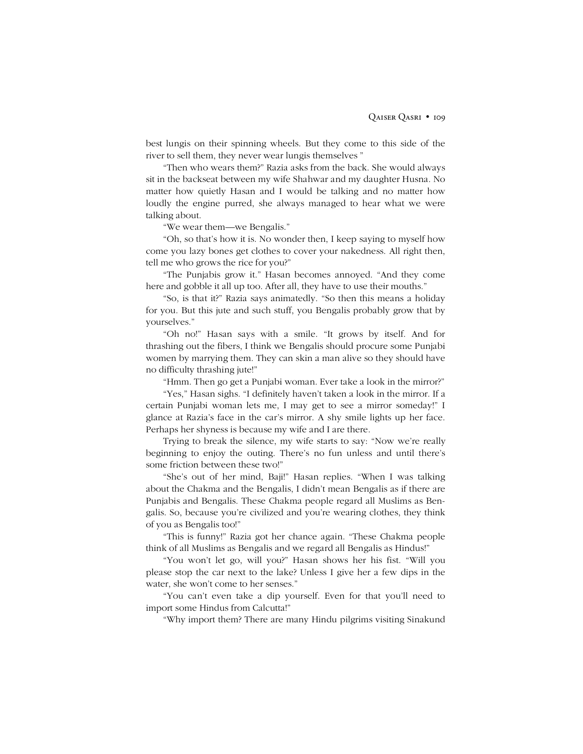best lungis on their spinning wheels. But they come to this side of the river to sell them, they never wear lungis themselves "

"Then who wears them?" Razia asks from the back. She would always sit in the backseat between my wife Shahwar and my daughter Husna. No matter how quietly Hasan and I would be talking and no matter how loudly the engine purred, she always managed to hear what we were talking about.

"We wear them—we Bengalis."

"Oh, so that's how it is. No wonder then, I keep saying to myself how come you lazy bones get clothes to cover your nakedness. All right then, tell me who grows the rice for you?"

"The Punjabis grow it." Hasan becomes annoyed. "And they come here and gobble it all up too. After all, they have to use their mouths."

"So, is that it?" Razia says animatedly. "So then this means a holiday for you. But this jute and such stuff, you Bengalis probably grow that by yourselves."

"Oh no!" Hasan says with a smile. "It grows by itself. And for thrashing out the fibers, I think we Bengalis should procure some Punjabi women by marrying them. They can skin a man alive so they should have no difficulty thrashing jute!"

"Hmm. Then go get a Punjabi woman. Ever take a look in the mirror?"

"Yes," Hasan sighs. "I definitely haven't taken a look in the mirror. If a certain Punjabi woman lets me, I may get to see a mirror someday!" I glance at Razia's face in the car's mirror. A shy smile lights up her face. Perhaps her shyness is because my wife and I are there.

Trying to break the silence, my wife starts to say: "Now we're really beginning to enjoy the outing. There's no fun unless and until there's some friction between these two!"

"She's out of her mind, Baji!" Hasan replies. "When I was talking about the Chakma and the Bengalis, I didn't mean Bengalis as if there are Punjabis and Bengalis. These Chakma people regard all Muslims as Bengalis. So, because you're civilized and you're wearing clothes, they think of you as Bengalis too!"

"This is funny!" Razia got her chance again. "These Chakma people think of all Muslims as Bengalis and we regard all Bengalis as Hindus!"

"You won't let go, will you?" Hasan shows her his fist. "Will you please stop the car next to the lake? Unless I give her a few dips in the water, she won't come to her senses."

"You can't even take a dip yourself. Even for that you'll need to import some Hindus from Calcutta!"

"Why import them? There are many Hindu pilgrims visiting Sinakund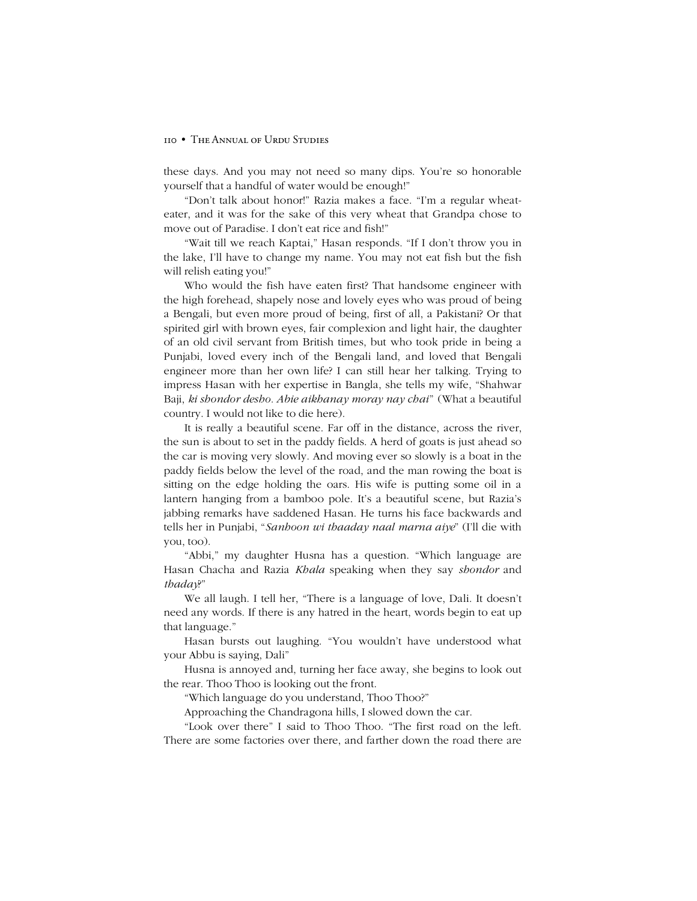these days. And you may not need so many dips. You're so honorable yourself that a handful of water would be enough!"

"Don't talk about honor!" Razia makes a face. "I'm a regular wheat-eater, and it was for the sake of this very wheat that Grandpa chose to move out of Paradise. I don't eat rice and fish!"

"Wait till we reach Kaptai," Hasan responds. "If I don't throw you in the lake, I'll have to change my name. You may not eat fish but the fish will relish eating you!"

Who would the fish have eaten first? That handsome engineer with the high forehead, shapely nose and lovely eyes who was proud of being a Bengali, but even more proud of being, first of all, a Pakistani? Or that spirited girl with brown eyes, fair complexion and light hair, the daughter of an old civil servant from British times, but who took pride in being a Punjabi, loved every inch of the Bengali land, and loved that Bengali engineer more than her own life? I can still hear her talking. Trying to impress Hasan with her expertise in Bangla, she tells my wife, "Shahwar Baji, *ki shondor desho. Abie aikhanay moray nay chai*" (What a beautiful country. I would not like to die here).

It is really a beautiful scene. Far off in the distance, across the river, the sun is about to set in the paddy fields. A herd of goats is just ahead so the car is moving very slowly. And moving ever so slowly is a boat in the paddy fields below the level of the road, and the man rowing the boat is sitting on the edge holding the oars. His wife is putting some oil in a lantern hanging from a bamboo pole. It's a beautiful scene, but Razia's jabbing remarks have saddened Hasan. He turns his face backwards and tells her in Punjabi, "*Sanhoon wi thaaday naal marna aiye*" (I'll die with you, too).

"Abbi," my daughter Husna has a question. "Which language are Hasan Chacha and Razia *Khala* speaking when they say *shondor* and *thaday*?"

We all laugh. I tell her, "There is a language of love, Dali. It doesn't need any words. If there is any hatred in the heart, words begin to eat up that language."

Hasan bursts out laughing. "You wouldn't have understood what your Abbu is saying, Dali"

Husna is annoyed and, turning her face away, she begins to look out the rear. Thoo Thoo is looking out the front.

"Which language do you understand, Thoo Thoo?"

Approaching the Chandragona hills, I slowed down the car.

"Look over there" I said to Thoo Thoo. "The first road on the left. There are some factories over there, and farther down the road there are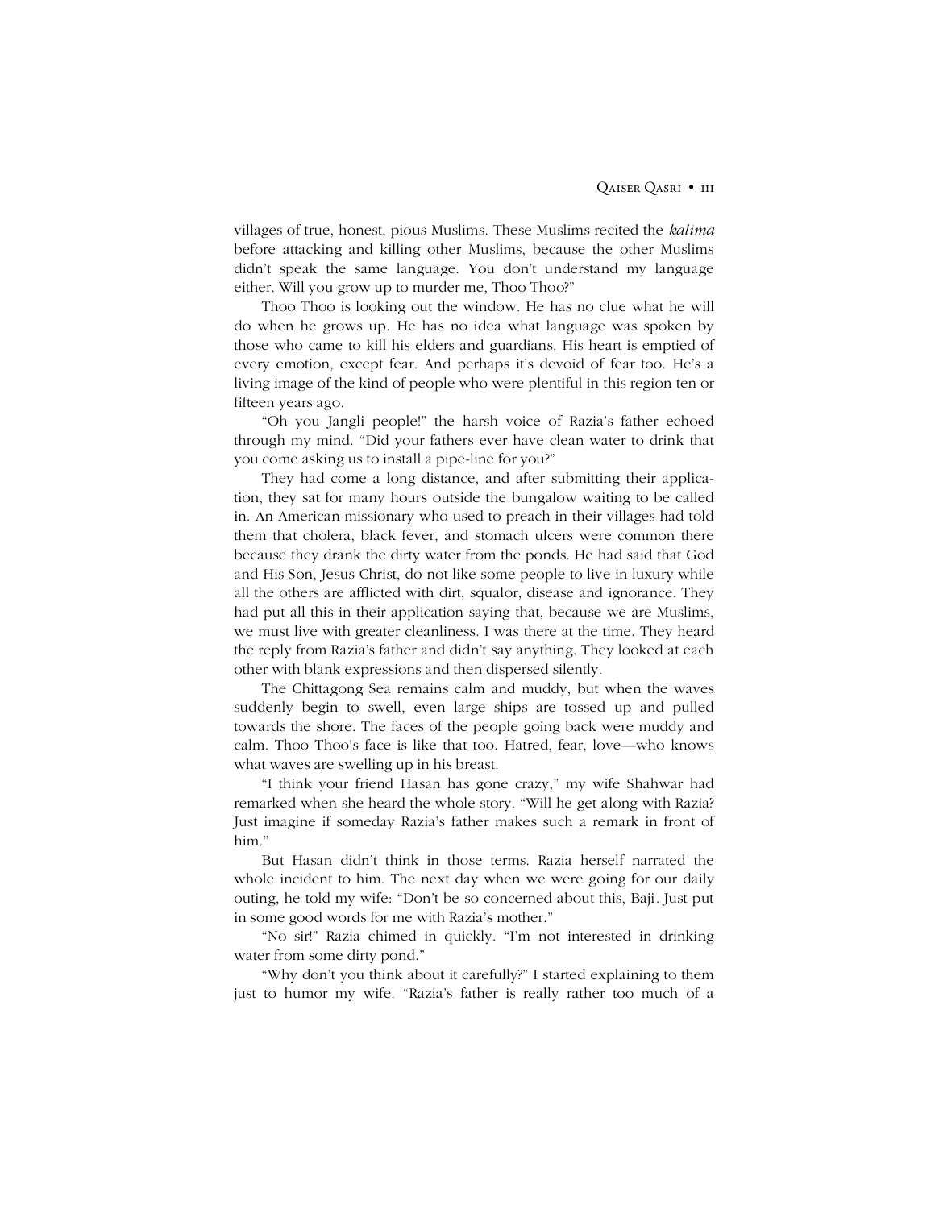villages of true, honest, pious Muslims. These Muslims recited the *kalima* before attacking and killing other Muslims, because the other Muslims didn't speak the same language. You don't understand my language either. Will you grow up to murder me, Thoo Thoo?"

Thoo Thoo is looking out the window. He has no clue what he will do when he grows up. He has no idea what language was spoken by those who came to kill his elders and guardians. His heart is emptied of every emotion, except fear. And perhaps it's devoid of fear too. He's a living image of the kind of people who were plentiful in this region ten or fifteen years ago.

"Oh you Jangli people!" the harsh voice of Razia's father echoed through my mind. "Did your fathers ever have clean water to drink that you come asking us to install a pipe-line for you?"

They had come a long distance, and after submitting their application, they sat for many hours outside the bungalow waiting to be called in. An American missionary who used to preach in their villages had told them that cholera, black fever, and stomach ulcers were common there because they drank the dirty water from the ponds. He had said that God and His Son, Jesus Christ, do not like some people to live in luxury while all the others are afflicted with dirt, squalor, disease and ignorance. They had put all this in their application saying that, because we are Muslims, we must live with greater cleanliness. I was there at the time. They heard the reply from Razia's father and didn't say anything. They looked at each other with blank expressions and then dispersed silently.

The Chittagong Sea remains calm and muddy, but when the waves suddenly begin to swell, even large ships are tossed up and pulled towards the shore. The faces of the people going back were muddy and calm. Thoo Thoo's face is like that too. Hatred, fear, love—who knows what waves are swelling up in his breast.

"I think your friend Hasan has gone crazy," my wife Shahwar had remarked when she heard the whole story. "Will he get along with Razia? Just imagine if someday Razia's father makes such a remark in front of him."

But Hasan didn't think in those terms. Razia herself narrated the whole incident to him. The next day when we were going for our daily outing, he told my wife: "Don't be so concerned about this, Baji. Just put in some good words for me with Razia's mother."

"No sir!" Razia chimed in quickly. "I'm not interested in drinking water from some dirty pond."

"Why don't you think about it carefully?" I started explaining to them just to humor my wife. "Razia's father is really rather too much of a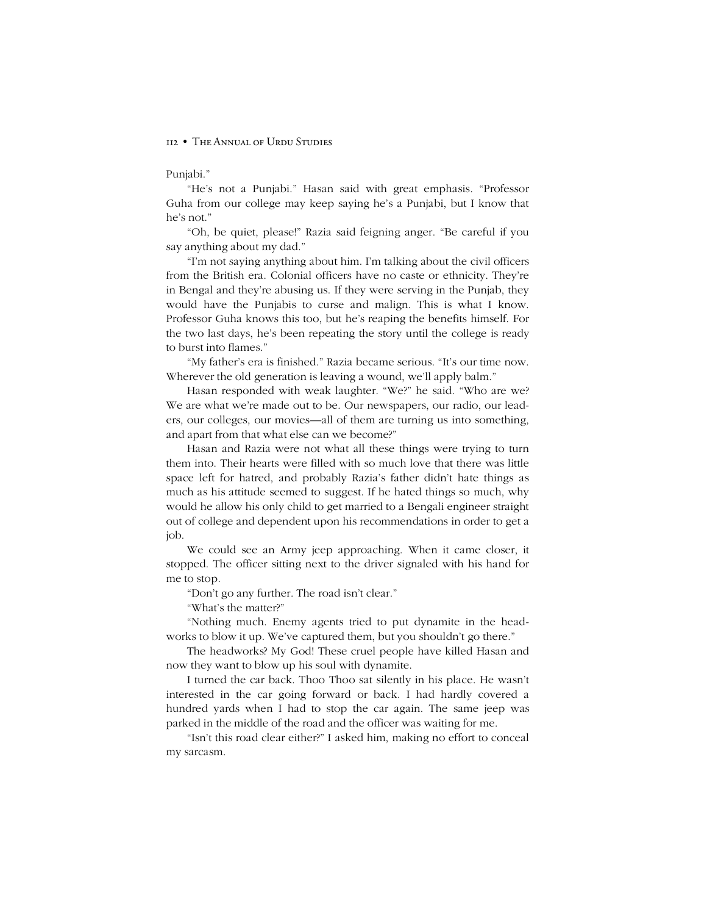Punjabi."

"He's not a Punjabi." Hasan said with great emphasis. "Professor Guha from our college may keep saying he's a Punjabi, but I know that he's not."

"Oh, be quiet, please!" Razia said feigning anger. "Be careful if you say anything about my dad."

"I'm not saying anything about him. I'm talking about the civil officers from the British era. Colonial officers have no caste or ethnicity. They're in Bengal and they're abusing us. If they were serving in the Punjab, they would have the Punjabis to curse and malign. This is what I know. Professor Guha knows this too, but he's reaping the benefits himself. For the two last days, he's been repeating the story until the college is ready to burst into flames."

"My father's era is finished." Razia became serious. "It's our time now. Wherever the old generation is leaving a wound, we'll apply balm."

Hasan responded with weak laughter. "We?" he said. "Who are we? We are what we're made out to be. Our newspapers, our radio, our leaders, our colleges, our movies—all of them are turning us into something, and apart from that what else can we become?"

Hasan and Razia were not what all these things were trying to turn them into. Their hearts were filled with so much love that there was little space left for hatred, and probably Razia's father didn't hate things as much as his attitude seemed to suggest. If he hated things so much, why would he allow his only child to get married to a Bengali engineer straight out of college and dependent upon his recommendations in order to get a job.

We could see an Army jeep approaching. When it came closer, it stopped. The officer sitting next to the driver signaled with his hand for me to stop.

"Don't go any further. The road isn't clear."

"What's the matter?"

"Nothing much. Enemy agents tried to put dynamite in the headworks to blow it up. We've captured them, but you shouldn't go there."

The headworks? My God! These cruel people have killed Hasan and now they want to blow up his soul with dynamite.

I turned the car back. Thoo Thoo sat silently in his place. He wasn't interested in the car going forward or back. I had hardly covered a hundred yards when I had to stop the car again. The same jeep was parked in the middle of the road and the officer was waiting for me.

"Isn't this road clear either?" I asked him, making no effort to conceal my sarcasm.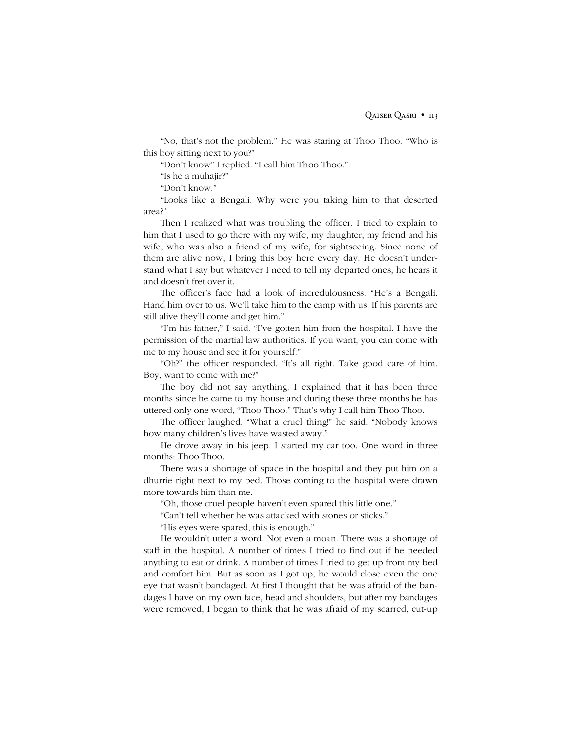"No, that's not the problem." He was staring at Thoo Thoo. "Who is this boy sitting next to you?"

"Don't know" I replied. "I call him Thoo Thoo."

"Is he a muhajir?"

"Don't know."

"Looks like a Bengali. Why were you taking him to that deserted area?"

Then I realized what was troubling the officer. I tried to explain to him that I used to go there with my wife, my daughter, my friend and his wife, who was also a friend of my wife, for sightseeing. Since none of them are alive now, I bring this boy here every day. He doesn't understand what I say but whatever I need to tell my departed ones, he hears it and doesn't fret over it.

The officer's face had a look of incredulousness. "He's a Bengali. Hand him over to us. We'll take him to the camp with us. If his parents are still alive they'll come and get him."

"I'm his father," I said. "I've gotten him from the hospital. I have the permission of the martial law authorities. If you want, you can come with me to my house and see it for yourself."

"Oh?" the officer responded. "It's all right. Take good care of him. Boy, want to come with me?"

The boy did not say anything. I explained that it has been three months since he came to my house and during these three months he has uttered only one word, "Thoo Thoo." That's why I call him Thoo Thoo.

The officer laughed. "What a cruel thing!" he said. "Nobody knows how many children's lives have wasted away."

He drove away in his jeep. I started my car too. One word in three months: Thoo Thoo.

There was a shortage of space in the hospital and they put him on a dhurrie right next to my bed. Those coming to the hospital were drawn more towards him than me.

"Oh, those cruel people haven't even spared this little one."

"Can't tell whether he was attacked with stones or sticks."

"His eyes were spared, this is enough."

He wouldn't utter a word. Not even a moan. There was a shortage of staff in the hospital. A number of times I tried to find out if he needed anything to eat or drink. A number of times I tried to get up from my bed and comfort him. But as soon as I got up, he would close even the one eye that wasn't bandaged. At first I thought that he was afraid of the bandages I have on my own face, head and shoulders, but after my bandages were removed, I began to think that he was afraid of my scarred, cut-up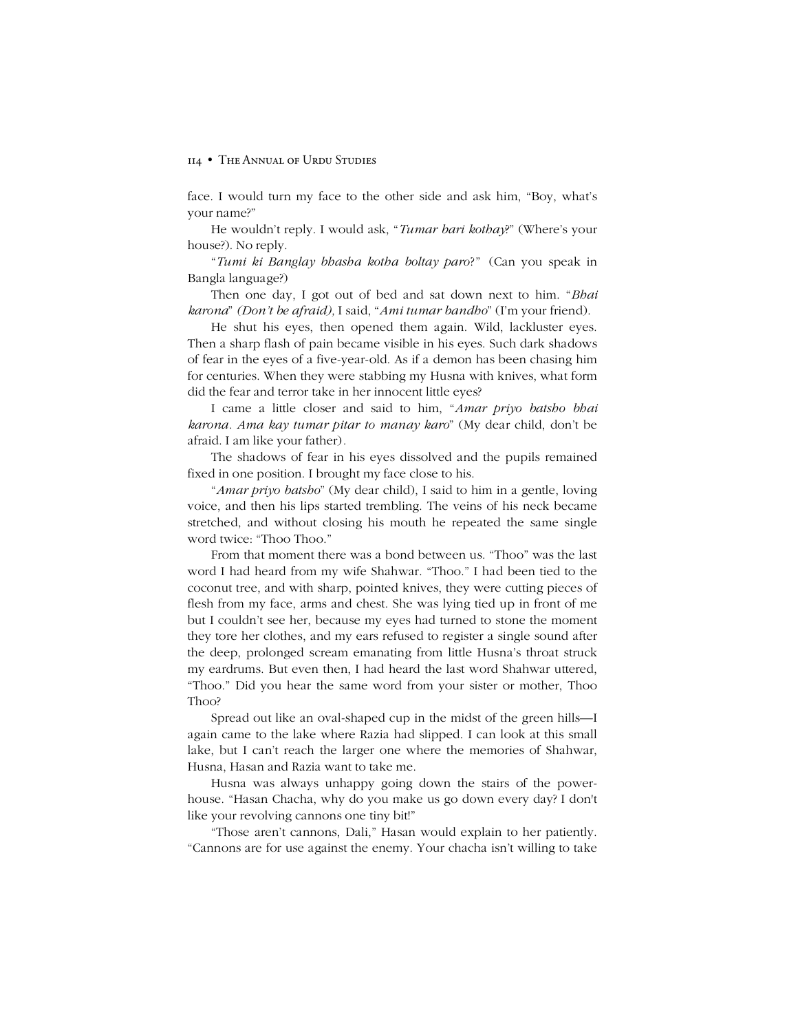face. I would turn my face to the other side and ask him, "Boy, what's your name?"

He wouldn't reply. I would ask, "*Tumar bari kothay*?" (Where's your house?). No reply.

"*Tumi ki Banglay bhasha kotha boltay paro*?" (Can you speak in Bangla language?)

Then one day, I got out of bed and sat down next to him. "*Bhai karona*" *(Don't be afraid),* I said, "*Ami tumar bandho*" (I'm your friend).

He shut his eyes, then opened them again. Wild, lackluster eyes. Then a sharp flash of pain became visible in his eyes. Such dark shadows of fear in the eyes of a five-year-old. As if a demon has been chasing him for centuries. When they were stabbing my Husna with knives, what form did the fear and terror take in her innocent little eyes?

I came a little closer and said to him, "*Amar priyo batsho bhai karona. Ama kay tumar pitar to manay karo*" (My dear child, don't be afraid. I am like your father).

The shadows of fear in his eyes dissolved and the pupils remained fixed in one position. I brought my face close to his.

"*Amar priyo batsho*" (My dear child), I said to him in a gentle, loving voice, and then his lips started trembling. The veins of his neck became stretched, and without closing his mouth he repeated the same single word twice: "Thoo Thoo."

From that moment there was a bond between us. "Thoo" was the last word I had heard from my wife Shahwar. "Thoo." I had been tied to the coconut tree, and with sharp, pointed knives, they were cutting pieces of flesh from my face, arms and chest. She was lying tied up in front of me but I couldn't see her, because my eyes had turned to stone the moment they tore her clothes, and my ears refused to register a single sound after the deep, prolonged scream emanating from little Husna's throat struck my eardrums. But even then, I had heard the last word Shahwar uttered, "Thoo." Did you hear the same word from your sister or mother, Thoo Thoo?

Spread out like an oval-shaped cup in the midst of the green hills—I again came to the lake where Razia had slipped. I can look at this small lake, but I can't reach the larger one where the memories of Shahwar, Husna, Hasan and Razia want to take me.

Husna was always unhappy going down the stairs of the power-house. "Hasan Chacha, why do you make us go down every day? I don't like your revolving cannons one tiny bit!"

"Those aren't cannons, Dali," Hasan would explain to her patiently. "Cannons are for use against the enemy. Your chacha isn't willing to take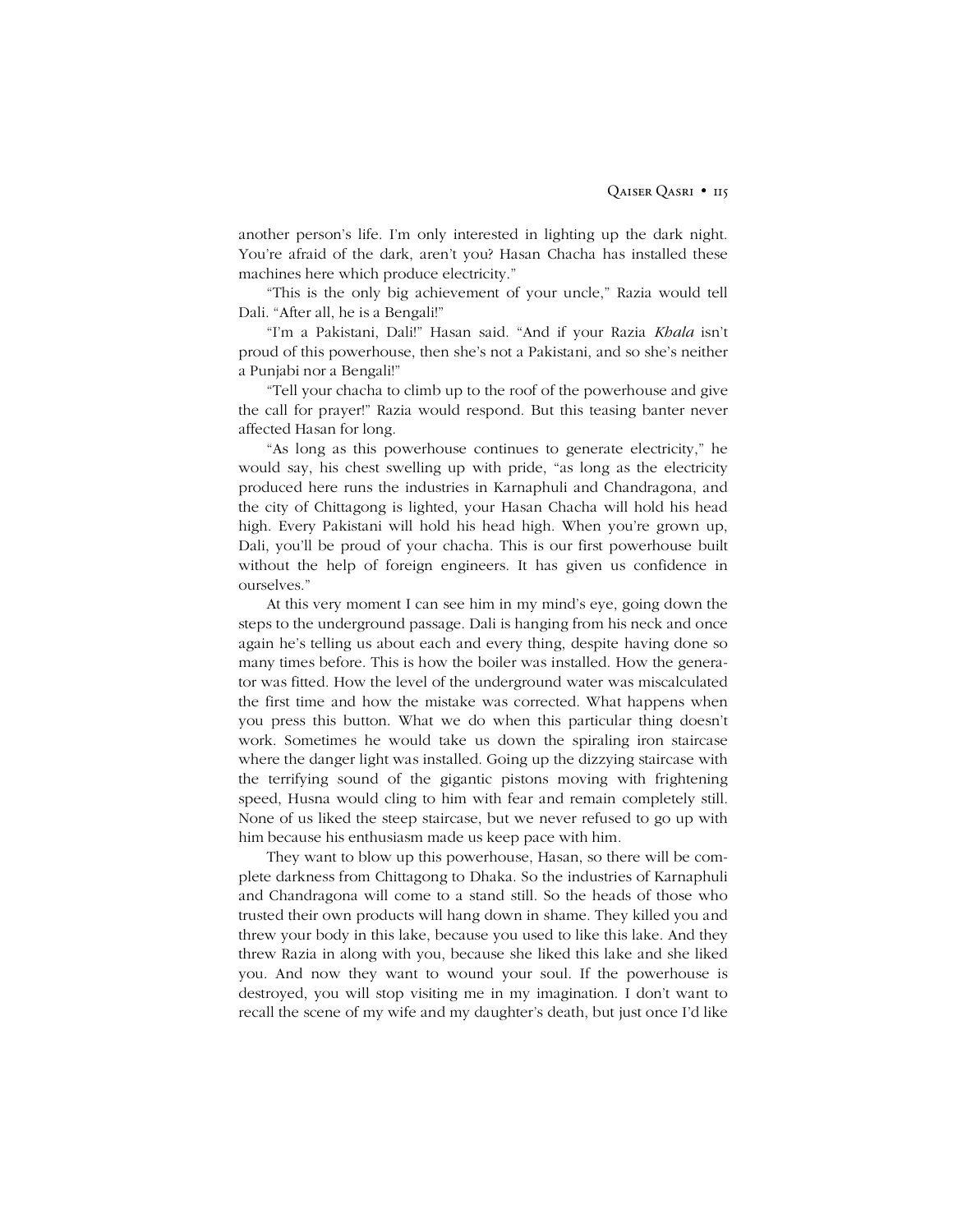another person's life. I'm only interested in lighting up the dark night. You're afraid of the dark, aren't you? Hasan Chacha has installed these machines here which produce electricity."

"This is the only big achievement of your uncle," Razia would tell Dali. "After all, he is a Bengali!"

"I'm a Pakistani, Dali!" Hasan said. "And if your Razia *Khala* isn't proud of this powerhouse, then she's not a Pakistani, and so she's neither a Punjabi nor a Bengali!"

"Tell your chacha to climb up to the roof of the powerhouse and give the call for prayer!" Razia would respond. But this teasing banter never affected Hasan for long.

"As long as this powerhouse continues to generate electricity," he would say, his chest swelling up with pride, "as long as the electricity produced here runs the industries in Karnaphuli and Chandragona, and the city of Chittagong is lighted, your Hasan Chacha will hold his head high. Every Pakistani will hold his head high. When you're grown up, Dali, you'll be proud of your chacha. This is our first powerhouse built without the help of foreign engineers. It has given us confidence in ourselves."

At this very moment I can see him in my mind's eye, going down the steps to the underground passage. Dali is hanging from his neck and once again he's telling us about each and every thing, despite having done so many times before. This is how the boiler was installed. How the generator was fitted. How the level of the underground water was miscalculated the first time and how the mistake was corrected. What happens when you press this button. What we do when this particular thing doesn't work. Sometimes he would take us down the spiraling iron staircase where the danger light was installed. Going up the dizzying staircase with the terrifying sound of the gigantic pistons moving with frightening speed, Husna would cling to him with fear and remain completely still. None of us liked the steep staircase, but we never refused to go up with him because his enthusiasm made us keep pace with him.

They want to blow up this powerhouse, Hasan, so there will be complete darkness from Chittagong to Dhaka. So the industries of Karnaphuli and Chandragona will come to a stand still. So the heads of those who trusted their own products will hang down in shame. They killed you and threw your body in this lake, because you used to like this lake. And they threw Razia in along with you, because she liked this lake and she liked you. And now they want to wound your soul. If the powerhouse is destroyed, you will stop visiting me in my imagination. I don't want to recall the scene of my wife and my daughter's death, but just once I'd like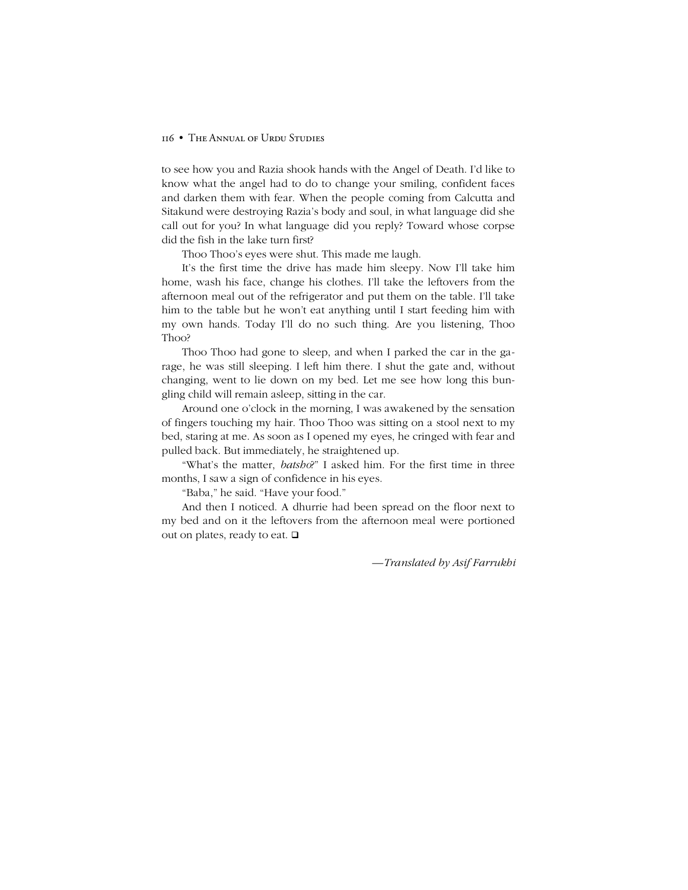to see how you and Razia shook hands with the Angel of Death. I'd like to know what the angel had to do to change your smiling, confident faces and darken them with fear. When the people coming from Calcutta and Sitakund were destroying Razia's body and soul, in what language did she call out for you? In what language did you reply? Toward whose corpse did the fish in the lake turn first?

Thoo Thoo's eyes were shut. This made me laugh.

It's the first time the drive has made him sleepy. Now I'll take him home, wash his face, change his clothes. I'll take the leftovers from the afternoon meal out of the refrigerator and put them on the table. I'll take him to the table but he won't eat anything until I start feeding him with my own hands. Today I'll do no such thing. Are you listening, Thoo Thoo?

Thoo Thoo had gone to sleep, and when I parked the car in the garage, he was still sleeping. I left him there. I shut the gate and, without changing, went to lie down on my bed. Let me see how long this bungling child will remain asleep, sitting in the car.

Around one o'clock in the morning, I was awakened by the sensation of fingers touching my hair. Thoo Thoo was sitting on a stool next to my bed, staring at me. As soon as I opened my eyes, he cringed with fear and pulled back. But immediately, he straightened up.

"What's the matter, *batsho*?" I asked him. For the first time in three months, I saw a sign of confidence in his eyes.

"Baba," he said. "Have your food."

And then I noticed. A dhurrie had been spread on the floor next to my bed and on it the leftovers from the afternoon meal were portioned out on plates, ready to eat. ❑

—*Translated by Asif Farrukhi*